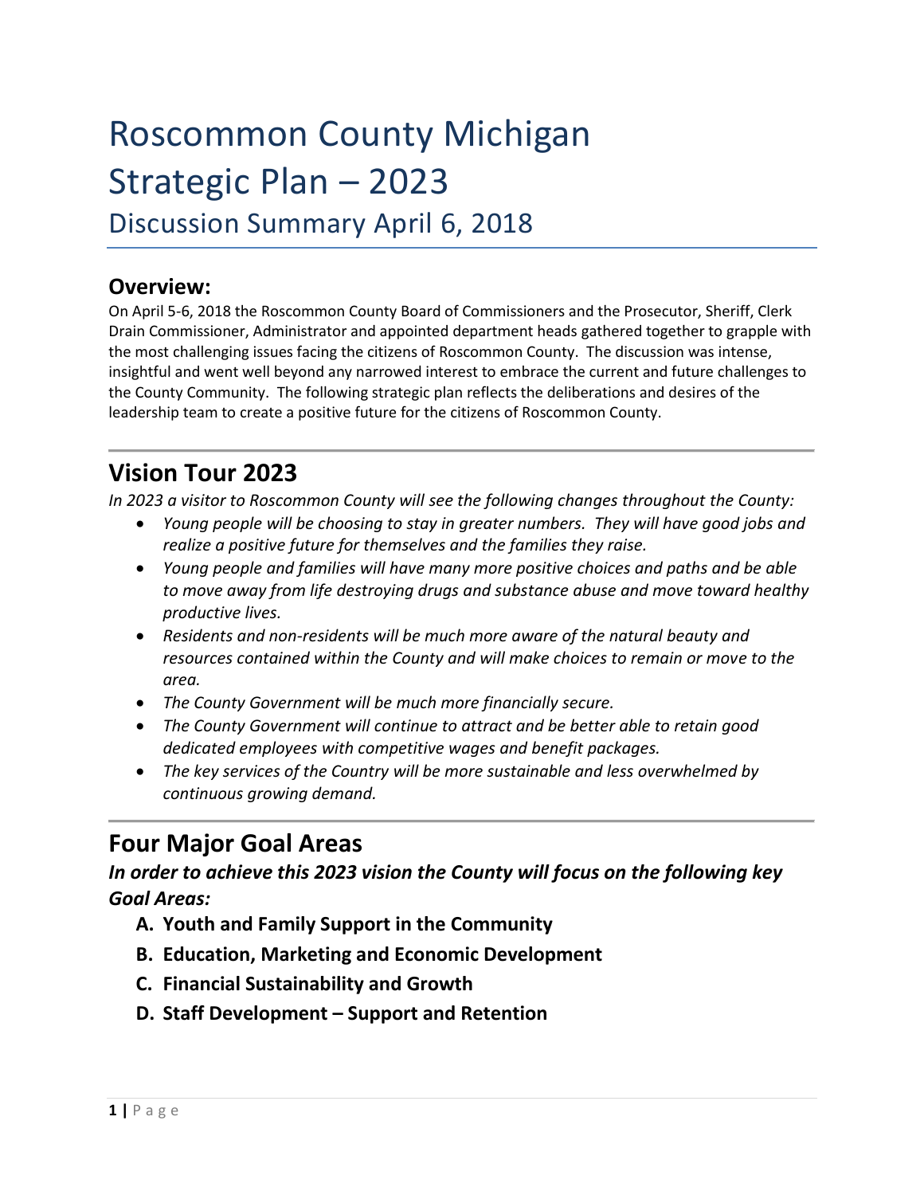# Roscommon County Michigan Strategic Plan – 2023

## Discussion Summary April 6, 2018

### Overview:

On April 5-6, 2018 the Roscommon County Board of Commissioners and the Prosecutor, Sheriff, Clerk Drain Commissioner, Administrator and appointed department heads gathered together to grapple with the most challenging issues facing the citizens of Roscommon County. The discussion was intense, insightful and went well beyond any narrowed interest to embrace the current and future challenges to the County Community. The following strategic plan reflects the deliberations and desires of the leadership team to create a positive future for the citizens of Roscommon County.

## Vision Tour 2023

*In 2023 a visitor to Roscommon County will see the following changes throughout the County:*

- *Young people will be choosing to stay in greater numbers. They will have good jobs and realize a positive future for themselves and the families they raise.*
- *Young people and families will have many more positive choices and paths and be able to move away from life destroying drugs and substance abuse and move toward healthy productive lives.*
- *Residents and non-residents will be much more aware of the natural beauty and resources contained within the County and will make choices to remain or move to the area.*
- *The County Government will be much more financially secure.*
- *The County Government will continue to attract and be better able to retain good dedicated employees with competitive wages and benefit packages.*
- *The key services of the Country will be more sustainable and less overwhelmed by continuous growing demand.*

## Four Major Goal Areas

***In order to achieve this 2023 vision the County will focus on the following key Goal Areas:***

A. **Youth and Family Support in the Community**
B. **Education, Marketing and Economic Development**
C. **Financial Sustainability and Growth**
D. **Staff Development – Support and Retention**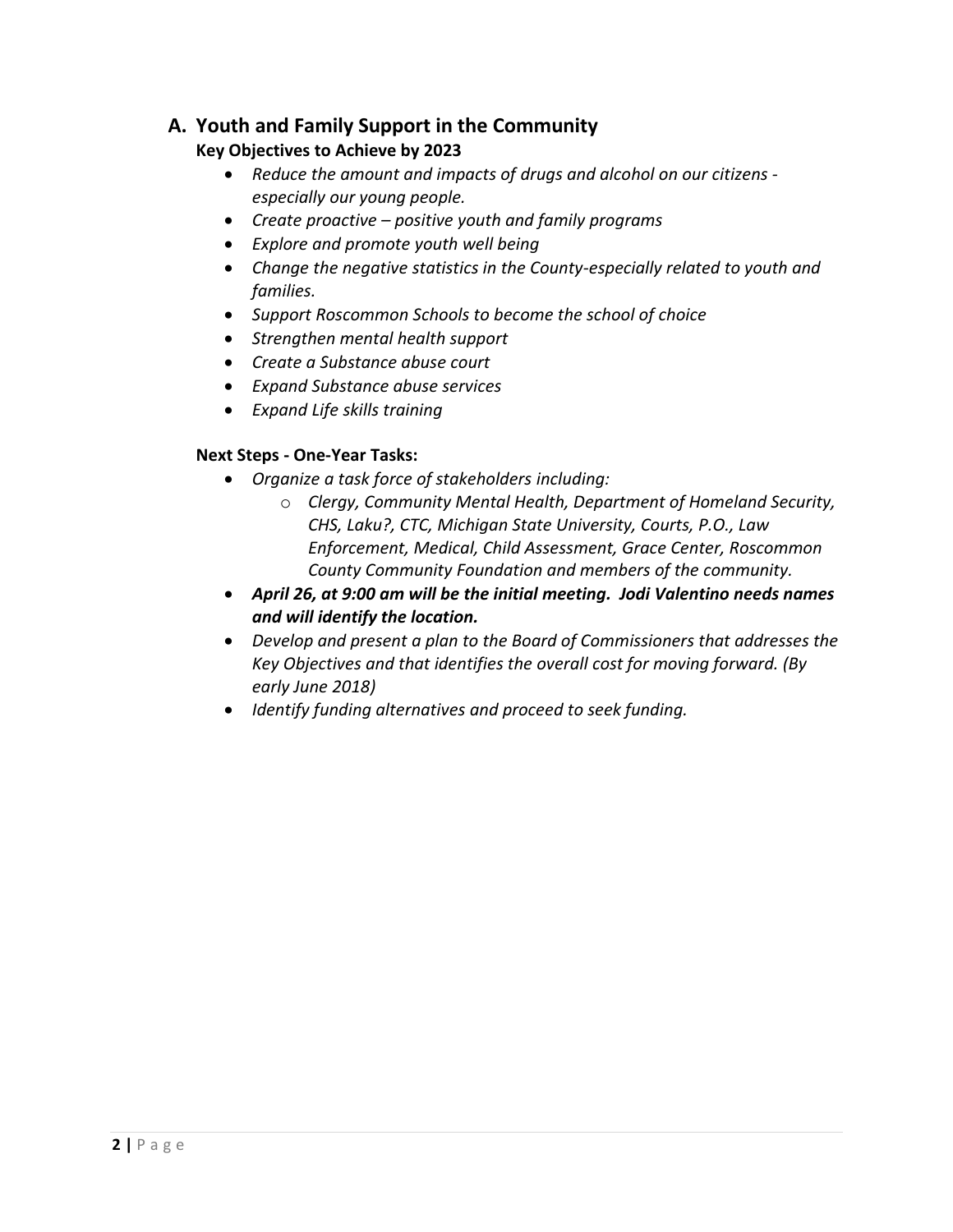## A. Youth and Family Support in the Community

**Key Objectives to Achieve by 2023**

- *Reduce the amount and impacts of drugs and alcohol on our citizens - especially our young people.*
- *Create proactive – positive youth and family programs*
- *Explore and promote youth well being*
- *Change the negative statistics in the County-especially related to youth and families.*
- *Support Roscommon Schools to become the school of choice*
- *Strengthen mental health support*
- *Create a Substance abuse court*
- *Expand Substance abuse services*
- *Expand Life skills training*

**Next Steps - One-Year Tasks:**

- *Organize a task force of stakeholders including:*
    - *Clergy, Community Mental Health, Department of Homeland Security, CHS, Laku?, CTC, Michigan State University, Courts, P.O., Law Enforcement, Medical, Child Assessment, Grace Center, Roscommon County Community Foundation and members of the community.*
- ***April 26, at 9:00 am will be the initial meeting. Jodi Valentino needs names and will identify the location.***
- *Develop and present a plan to the Board of Commissioners that addresses the Key Objectives and that identifies the overall cost for moving forward. (By early June 2018)*
- *Identify funding alternatives and proceed to seek funding.*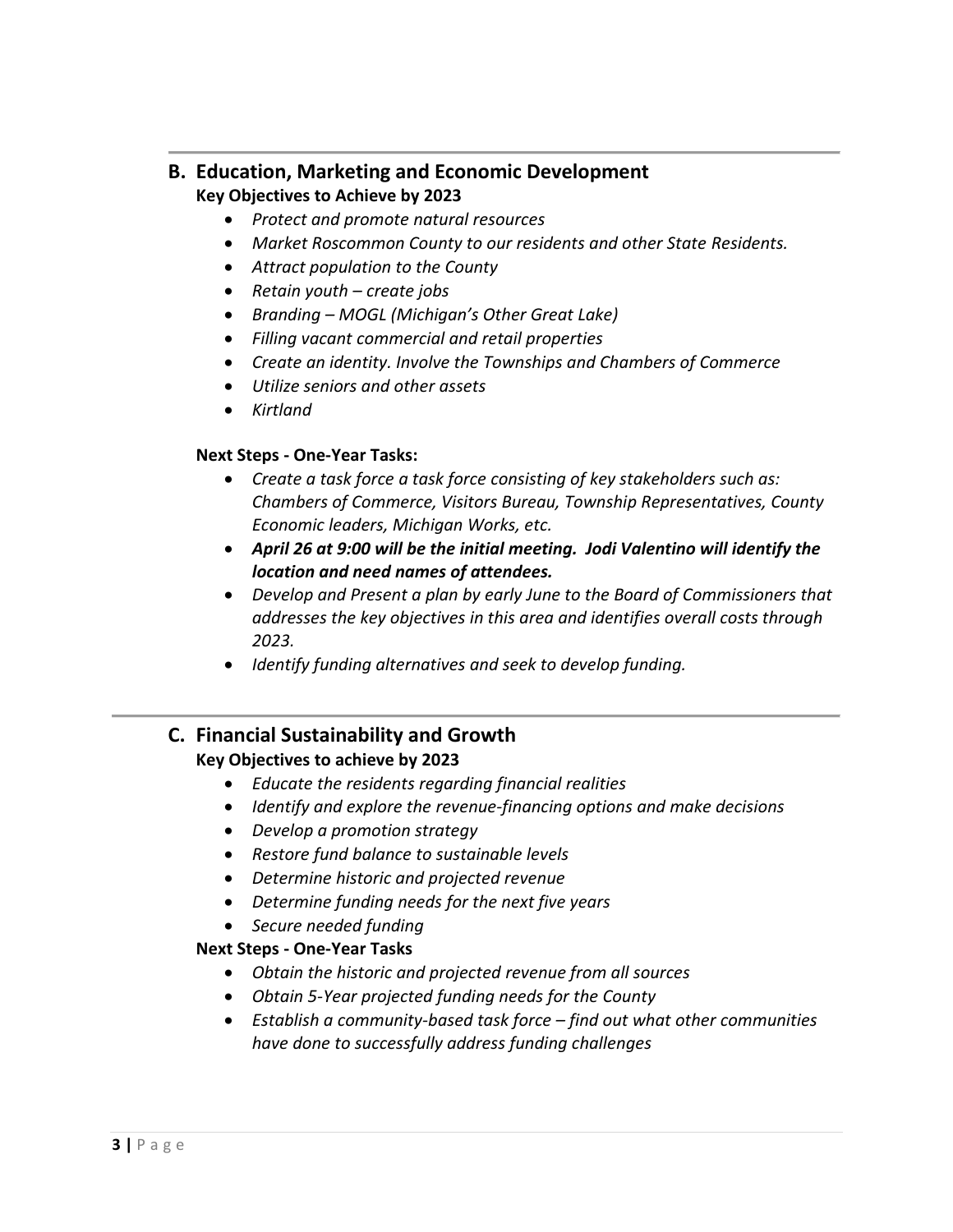---

## B. Education, Marketing and Economic Development

**Key Objectives to Achieve by 2023**

- *Protect and promote natural resources*
- *Market Roscommon County to our residents and other State Residents.*
- *Attract population to the County*
- *Retain youth – create jobs*
- *Branding – MOGL (Michigan's Other Great Lake)*
- *Filling vacant commercial and retail properties*
- *Create an identity. Involve the Townships and Chambers of Commerce*
- *Utilize seniors and other assets*
- *Kirtland*

**Next Steps - One-Year Tasks:**

- *Create a task force a task force consisting of key stakeholders such as: Chambers of Commerce, Visitors Bureau, Township Representatives, County Economic leaders, Michigan Works, etc.*
- ***April 26 at 9:00 will be the initial meeting. Jodi Valentino will identify the location and need names of attendees.***
- *Develop and Present a plan by early June to the Board of Commissioners that addresses the key objectives in this area and identifies overall costs through 2023.*
- *Identify funding alternatives and seek to develop funding.*

---

## C. Financial Sustainability and Growth

**Key Objectives to achieve by 2023**

- *Educate the residents regarding financial realities*
- *Identify and explore the revenue-financing options and make decisions*
- *Develop a promotion strategy*
- *Restore fund balance to sustainable levels*
- *Determine historic and projected revenue*
- *Determine funding needs for the next five years*
- *Secure needed funding*

**Next Steps - One-Year Tasks**

- *Obtain the historic and projected revenue from all sources*
- *Obtain 5-Year projected funding needs for the County*
- *Establish a community-based task force – find out what other communities have done to successfully address funding challenges*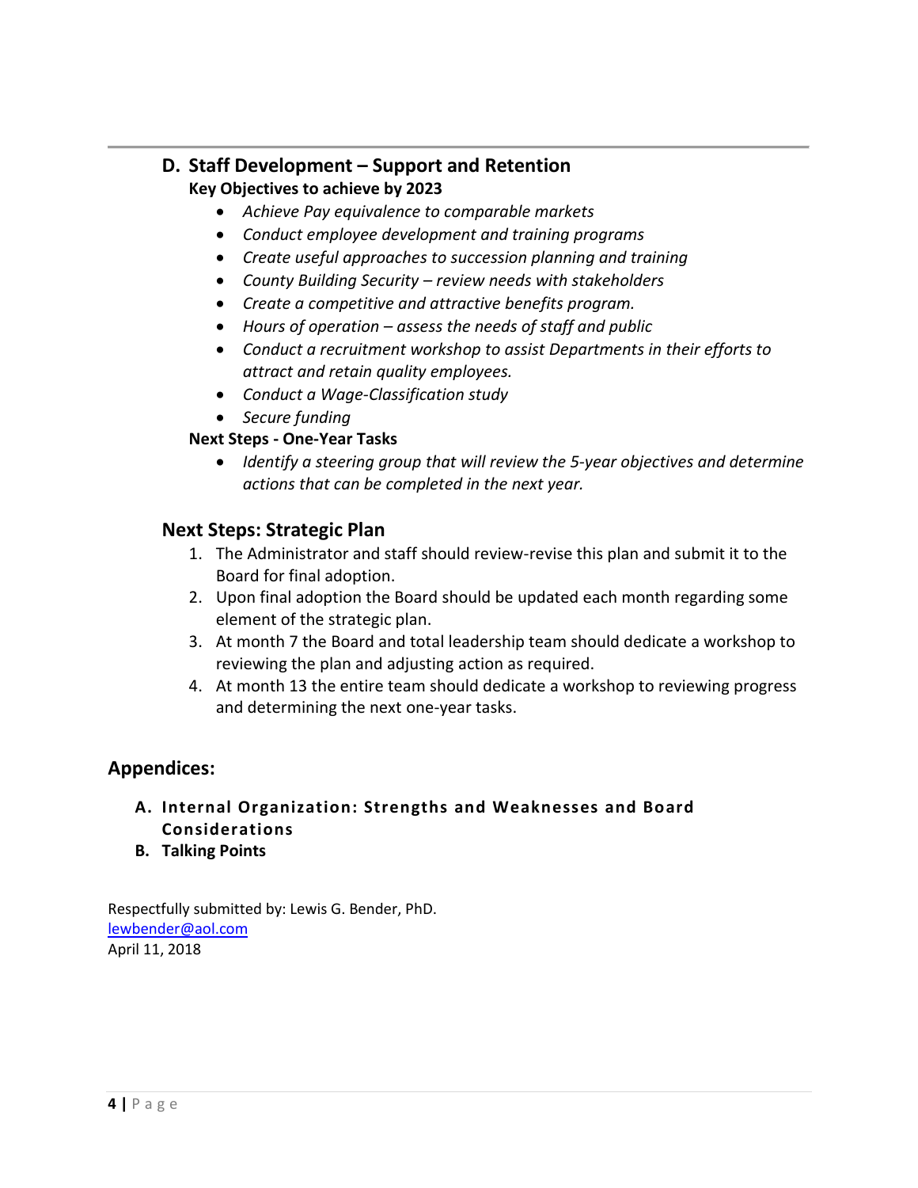## D. Staff Development – Support and Retention

**Key Objectives to achieve by 2023**

- *Achieve Pay equivalence to comparable markets*
- *Conduct employee development and training programs*
- *Create useful approaches to succession planning and training*
- *County Building Security – review needs with stakeholders*
- *Create a competitive and attractive benefits program.*
- *Hours of operation – assess the needs of staff and public*
- *Conduct a recruitment workshop to assist Departments in their efforts to attract and retain quality employees.*
- *Conduct a Wage-Classification study*
- *Secure funding*

**Next Steps - One-Year Tasks**

- *Identify a steering group that will review the 5-year objectives and determine actions that can be completed in the next year.*

## Next Steps: Strategic Plan

1. The Administrator and staff should review-revise this plan and submit it to the Board for final adoption.
2. Upon final adoption the Board should be updated each month regarding some element of the strategic plan.
3. At month 7 the Board and total leadership team should dedicate a workshop to reviewing the plan and adjusting action as required.
4. At month 13 the entire team should dedicate a workshop to reviewing progress and determining the next one-year tasks.

## Appendices:

A. **Internal Organization: Strengths and Weaknesses and Board Considerations**
B. **Talking Points**

Respectfully submitted by: Lewis G. Bender, PhD.
lewbender@aol.com
April 11, 2018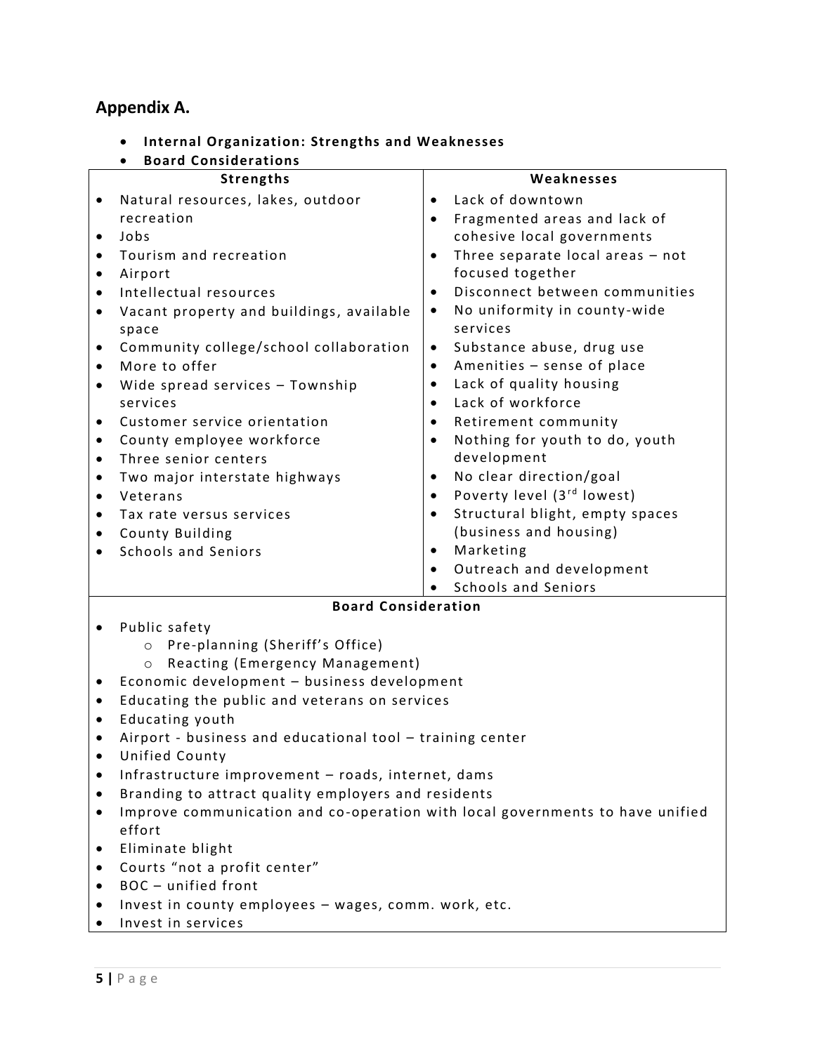## Appendix A.

- **Internal Organization: Strengths and Weaknesses**
- **Board Considerations**

| Strengths | Weaknesses |
|---|---|
| • Natural resources, lakes, outdoor recreation<br>• Jobs<br>• Tourism and recreation<br>• Airport<br>• Intellectual resources<br>• Vacant property and buildings, available space<br>• Community college/school collaboration<br>• More to offer<br>• Wide spread services – Township services<br>• Customer service orientation<br>• County employee workforce<br>• Three senior centers<br>• Two major interstate highways<br>• Veterans<br>• Tax rate versus services<br>• County Building<br>• Schools and Seniors | • Lack of downtown<br>• Fragmented areas and lack of cohesive local governments<br>• Three separate local areas – not focused together<br>• Disconnect between communities<br>• No uniformity in county-wide services<br>• Substance abuse, drug use<br>• Amenities – sense of place<br>• Lack of quality housing<br>• Lack of workforce<br>• Retirement community<br>• Nothing for youth to do, youth development<br>• No clear direction/goal<br>• Poverty level (3rd lowest)<br>• Structural blight, empty spaces (business and housing)<br>• Marketing<br>• Outreach and development<br>• Schools and Seniors |

**Board Consideration**

- Public safety
  - Pre-planning (Sheriff's Office)
  - Reacting (Emergency Management)
- Economic development – business development
- Educating the public and veterans on services
- Educating youth
- Airport - business and educational tool – training center
- Unified County
- Infrastructure improvement – roads, internet, dams
- Branding to attract quality employers and residents
- Improve communication and co-operation with local governments to have unified effort
- Eliminate blight
- Courts "not a profit center"
- BOC – unified front
- Invest in county employees – wages, comm. work, etc.
- Invest in services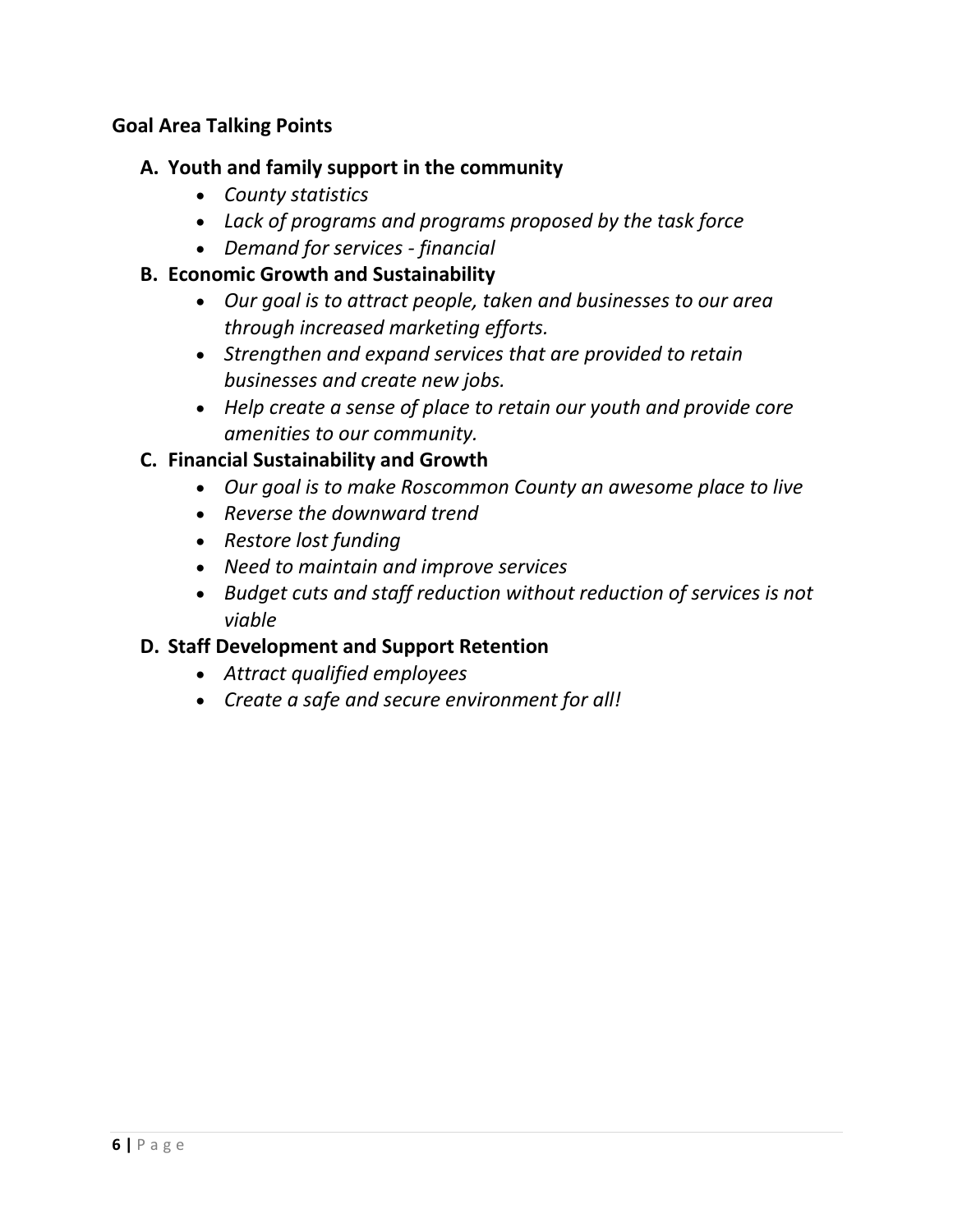**Goal Area Talking Points**

**A. Youth and family support in the community**

- *County statistics*
- *Lack of programs and programs proposed by the task force*
- *Demand for services - financial*

**B. Economic Growth and Sustainability**

- *Our goal is to attract people, taken and businesses to our area through increased marketing efforts.*
- *Strengthen and expand services that are provided to retain businesses and create new jobs.*
- *Help create a sense of place to retain our youth and provide core amenities to our community.*

**C. Financial Sustainability and Growth**

- *Our goal is to make Roscommon County an awesome place to live*
- *Reverse the downward trend*
- *Restore lost funding*
- *Need to maintain and improve services*
- *Budget cuts and staff reduction without reduction of services is not viable*

**D. Staff Development and Support Retention**

- *Attract qualified employees*
- *Create a safe and secure environment for all!*